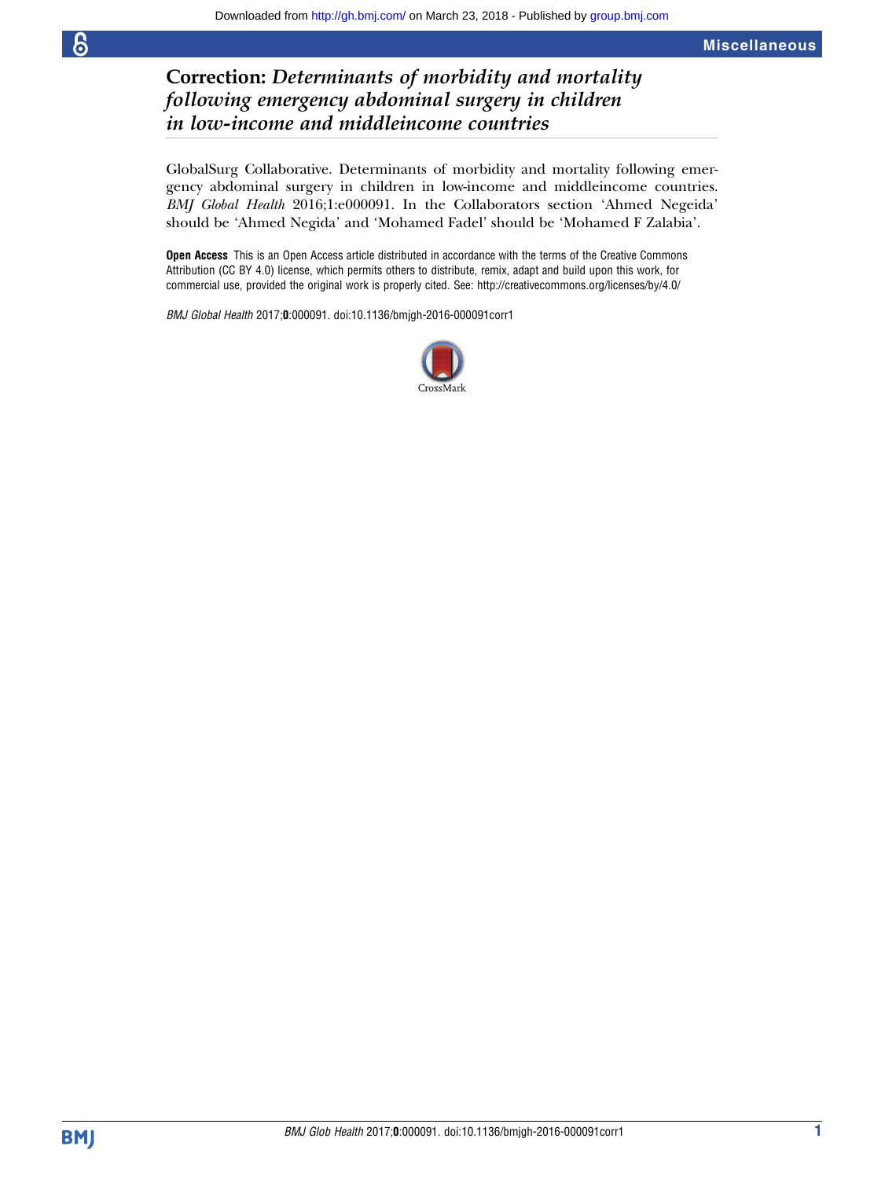# Correction: *Determinants of morbidity and mortality following emergency abdominal surgery in children in low-income and middleincome countries*

GlobalSurg Collaborative. Determinants of morbidity and mortality following emergency abdominal surgery in children in low-income and middleincome countries. *BMJ Global Health* 2016;1:e000091. In the Collaborators section 'Ahmed Negeida' should be 'Ahmed Negida' and 'Mohamed Fadel' should be 'Mohamed F Zalabia'.

**Open Access** This is an Open Access article distributed in accordance with the terms of the Creative Commons Attribution (CC BY 4.0) license, which permits others to distribute, remix, adapt and build upon this work, for commercial use, provided the original work is properly cited. See: http://creativecommons.org/licenses/by/4.0/

*BMJ Global Health* 2017;**0**:000091. doi:10.1136/bmjgh-2016-000091corr1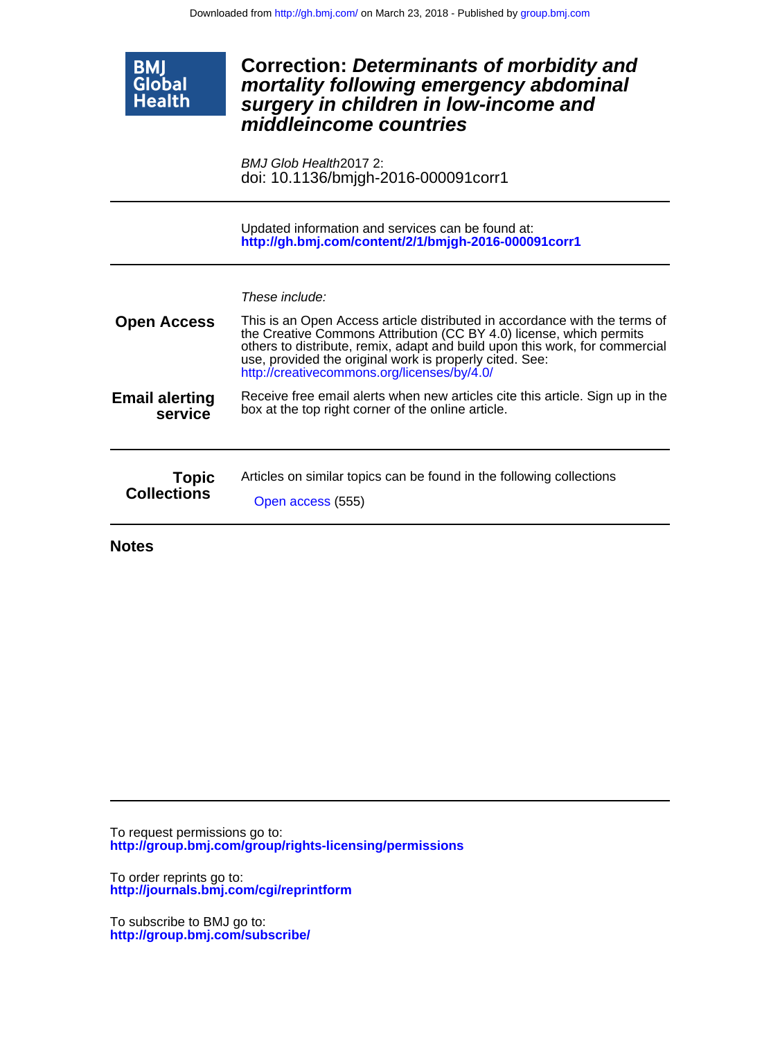# Correction: *Determinants of morbidity and mortality following emergency abdominal surgery in children in low-income and middleincome countries*

*BMJ Glob Health*2017 2:
doi: 10.1136/bmjgh-2016-000091corr1

Updated information and services can be found at:
**http://gh.bmj.com/content/2/1/bmjgh-2016-000091corr1**

*These include:*

**Open Access**

This is an Open Access article distributed in accordance with the terms of the Creative Commons Attribution (CC BY 4.0) license, which permits others to distribute, remix, adapt and build upon this work, for commercial use, provided the original work is properly cited. See: http://creativecommons.org/licenses/by/4.0/

**Email alerting service**

Receive free email alerts when new articles cite this article. Sign up in the box at the top right corner of the online article.

**Topic Collections**

Articles on similar topics can be found in the following collections

Open access (555)

## Notes

To request permissions go to:
**http://group.bmj.com/group/rights-licensing/permissions**

To order reprints go to:
**http://journals.bmj.com/cgi/reprintform**

To subscribe to BMJ go to:
**http://group.bmj.com/subscribe/**